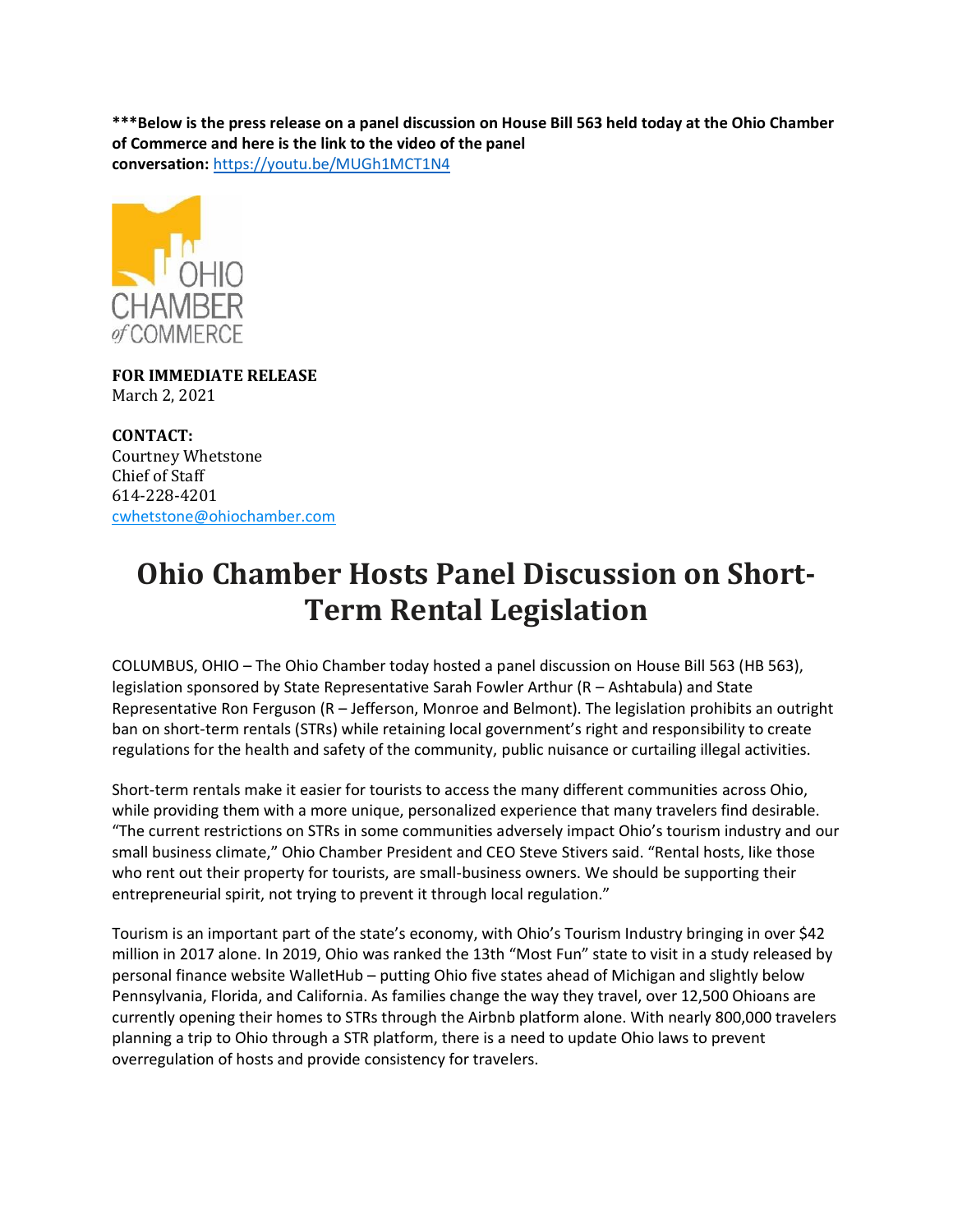**\*\*\*Below is the press release on a panel discussion on House Bill 563 held today at the Ohio Chamber of Commerce and here is the link to the video of the panel conversation:** https://youtu.be/MUGh1MCT1N4

OHIO CHAMBER of COMMERCE

**FOR IMMEDIATE RELEASE**
March 2, 2021

**CONTACT:**
Courtney Whetstone
Chief of Staff
614-228-4201
cwhetstone@ohiochamber.com

# Ohio Chamber Hosts Panel Discussion on Short-Term Rental Legislation

COLUMBUS, OHIO – The Ohio Chamber today hosted a panel discussion on House Bill 563 (HB 563), legislation sponsored by State Representative Sarah Fowler Arthur (R – Ashtabula) and State Representative Ron Ferguson (R – Jefferson, Monroe and Belmont). The legislation prohibits an outright ban on short-term rentals (STRs) while retaining local government's right and responsibility to create regulations for the health and safety of the community, public nuisance or curtailing illegal activities.

Short-term rentals make it easier for tourists to access the many different communities across Ohio, while providing them with a more unique, personalized experience that many travelers find desirable. "The current restrictions on STRs in some communities adversely impact Ohio's tourism industry and our small business climate," Ohio Chamber President and CEO Steve Stivers said. "Rental hosts, like those who rent out their property for tourists, are small-business owners. We should be supporting their entrepreneurial spirit, not trying to prevent it through local regulation."

Tourism is an important part of the state's economy, with Ohio's Tourism Industry bringing in over $42 million in 2017 alone. In 2019, Ohio was ranked the 13th "Most Fun" state to visit in a study released by personal finance website WalletHub – putting Ohio five states ahead of Michigan and slightly below Pennsylvania, Florida, and California. As families change the way they travel, over 12,500 Ohioans are currently opening their homes to STRs through the Airbnb platform alone. With nearly 800,000 travelers planning a trip to Ohio through a STR platform, there is a need to update Ohio laws to prevent overregulation of hosts and provide consistency for travelers.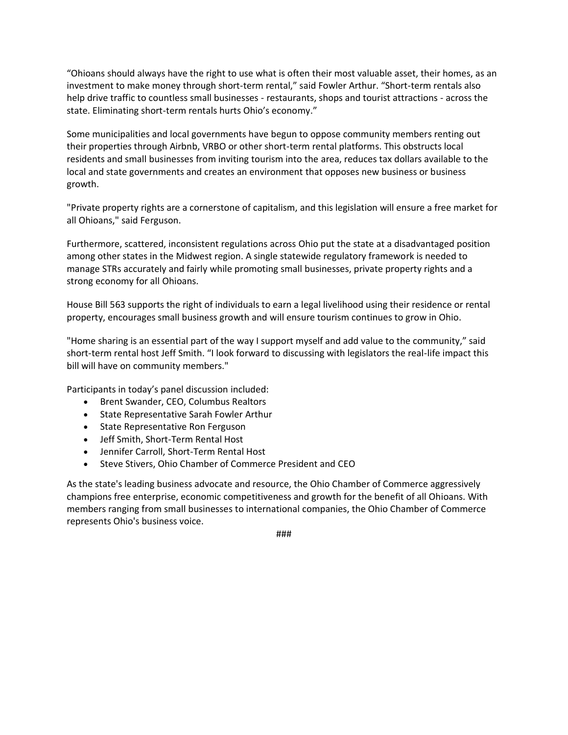"Ohioans should always have the right to use what is often their most valuable asset, their homes, as an investment to make money through short-term rental," said Fowler Arthur. "Short-term rentals also help drive traffic to countless small businesses - restaurants, shops and tourist attractions - across the state. Eliminating short-term rentals hurts Ohio's economy."

Some municipalities and local governments have begun to oppose community members renting out their properties through Airbnb, VRBO or other short-term rental platforms. This obstructs local residents and small businesses from inviting tourism into the area, reduces tax dollars available to the local and state governments and creates an environment that opposes new business or business growth.

"Private property rights are a cornerstone of capitalism, and this legislation will ensure a free market for all Ohioans," said Ferguson.

Furthermore, scattered, inconsistent regulations across Ohio put the state at a disadvantaged position among other states in the Midwest region. A single statewide regulatory framework is needed to manage STRs accurately and fairly while promoting small businesses, private property rights and a strong economy for all Ohioans.

House Bill 563 supports the right of individuals to earn a legal livelihood using their residence or rental property, encourages small business growth and will ensure tourism continues to grow in Ohio.

"Home sharing is an essential part of the way I support myself and add value to the community," said short-term rental host Jeff Smith. "I look forward to discussing with legislators the real-life impact this bill will have on community members."

Participants in today's panel discussion included:

- Brent Swander, CEO, Columbus Realtors
- State Representative Sarah Fowler Arthur
- State Representative Ron Ferguson
- Jeff Smith, Short-Term Rental Host
- Jennifer Carroll, Short-Term Rental Host
- Steve Stivers, Ohio Chamber of Commerce President and CEO

As the state's leading business advocate and resource, the Ohio Chamber of Commerce aggressively champions free enterprise, economic competitiveness and growth for the benefit of all Ohioans. With members ranging from small businesses to international companies, the Ohio Chamber of Commerce represents Ohio's business voice.

###